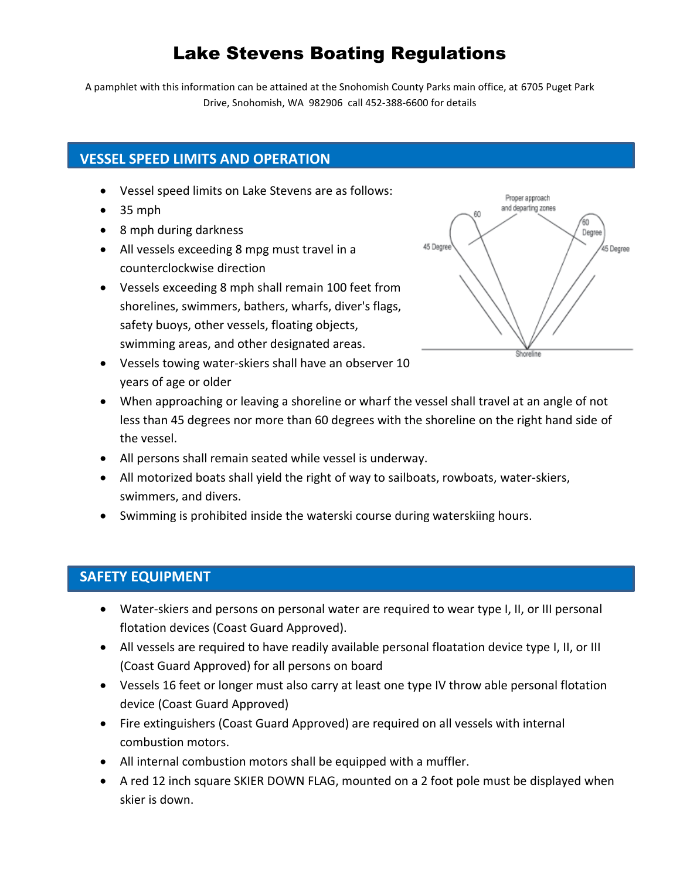# Lake Stevens Boating Regulations

A pamphlet with this information can be attained at the Snohomish County Parks main office, at 6705 Puget Park Drive, Snohomish, WA 982906 call 452-388-6600 for details

## VESSEL SPEED LIMITS AND OPERATION

- Vessel speed limits on Lake Stevens are as follows:
- 35 mph
- 8 mph during darkness
- All vessels exceeding 8 mpg must travel in a counterclockwise direction
- Vessels exceeding 8 mph shall remain 100 feet from shorelines, swimmers, bathers, wharfs, diver's flags, safety buoys, other vessels, floating objects, swimming areas, and other designated areas.
- Vessels towing water-skiers shall have an observer 10 years of age or older
- When approaching or leaving a shoreline or wharf the vessel shall travel at an angle of not less than 45 degrees nor more than 60 degrees with the shoreline on the right hand side of the vessel.
- All persons shall remain seated while vessel is underway.
- All motorized boats shall yield the right of way to sailboats, rowboats, water-skiers, swimmers, and divers.
- Swimming is prohibited inside the waterski course during waterskiing hours.

## SAFETY EQUIPMENT

- Water-skiers and persons on personal water are required to wear type I, II, or III personal flotation devices (Coast Guard Approved).
- All vessels are required to have readily available personal floatation device type I, II, or III (Coast Guard Approved) for all persons on board
- Vessels 16 feet or longer must also carry at least one type IV throw able personal flotation device (Coast Guard Approved)
- Fire extinguishers (Coast Guard Approved) are required on all vessels with internal combustion motors.
- All internal combustion motors shall be equipped with a muffler.
- A red 12 inch square SKIER DOWN FLAG, mounted on a 2 foot pole must be displayed when skier is down.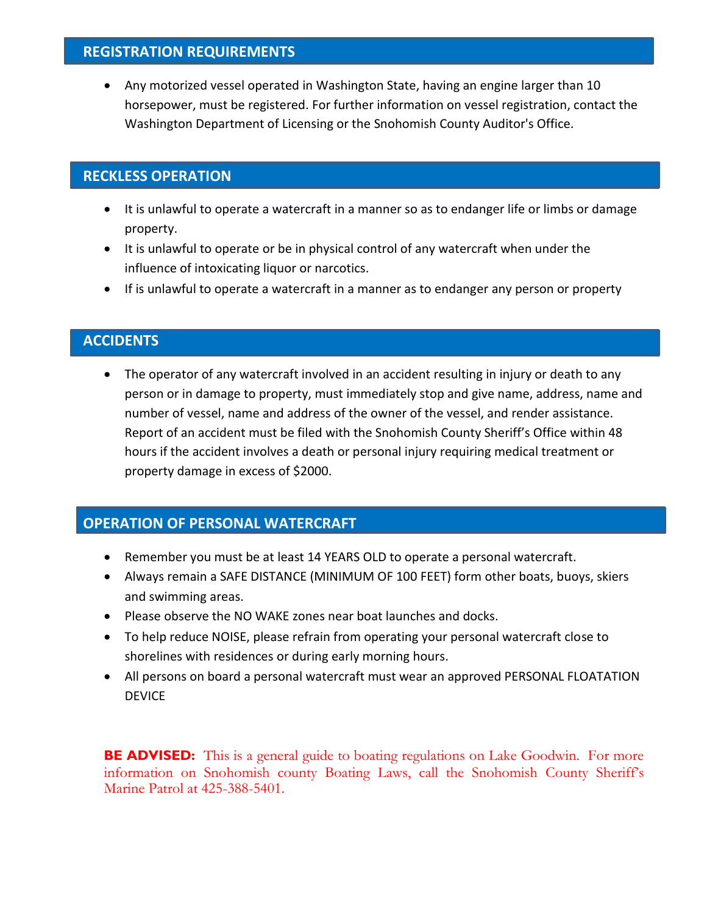## REGISTRATION REQUIREMENTS

- Any motorized vessel operated in Washington State, having an engine larger than 10 horsepower, must be registered. For further information on vessel registration, contact the Washington Department of Licensing or the Snohomish County Auditor's Office.

## RECKLESS OPERATION

- It is unlawful to operate a watercraft in a manner so as to endanger life or limbs or damage property.
- It is unlawful to operate or be in physical control of any watercraft when under the influence of intoxicating liquor or narcotics.
- If is unlawful to operate a watercraft in a manner as to endanger any person or property

## ACCIDENTS

- The operator of any watercraft involved in an accident resulting in injury or death to any person or in damage to property, must immediately stop and give name, address, name and number of vessel, name and address of the owner of the vessel, and render assistance. Report of an accident must be filed with the Snohomish County Sheriff's Office within 48 hours if the accident involves a death or personal injury requiring medical treatment or property damage in excess of $2000.

## OPERATION OF PERSONAL WATERCRAFT

- Remember you must be at least 14 YEARS OLD to operate a personal watercraft.
- Always remain a SAFE DISTANCE (MINIMUM OF 100 FEET) form other boats, buoys, skiers and swimming areas.
- Please observe the NO WAKE zones near boat launches and docks.
- To help reduce NOISE, please refrain from operating your personal watercraft close to shorelines with residences or during early morning hours.
- All persons on board a personal watercraft must wear an approved PERSONAL FLOATATION DEVICE

**BE ADVISED:** This is a general guide to boating regulations on Lake Goodwin. For more information on Snohomish county Boating Laws, call the Snohomish County Sheriff's Marine Patrol at 425-388-5401.